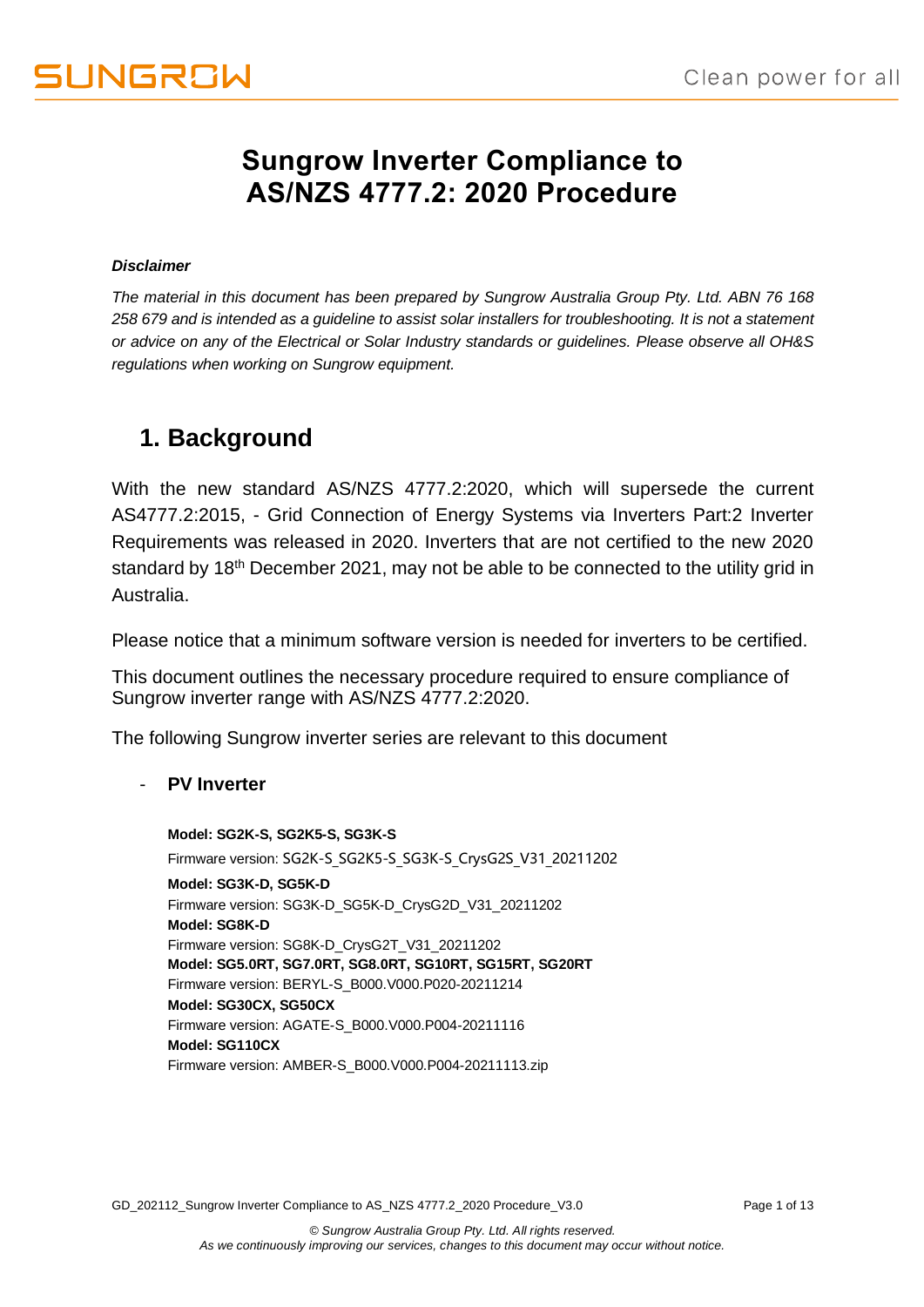# Sungrow Inverter Compliance to AS/NZS 4777.2: 2020 Procedure

***Disclaimer***

*The material in this document has been prepared by Sungrow Australia Group Pty. Ltd. ABN 76 168 258 679 and is intended as a guideline to assist solar installers for troubleshooting. It is not a statement or advice on any of the Electrical or Solar Industry standards or guidelines. Please observe all OH&S regulations when working on Sungrow equipment.*

## 1. Background

With the new standard AS/NZS 4777.2:2020, which will supersede the current AS4777.2:2015, - Grid Connection of Energy Systems via Inverters Part:2 Inverter Requirements was released in 2020. Inverters that are not certified to the new 2020 standard by 18th December 2021, may not be able to be connected to the utility grid in Australia.

Please notice that a minimum software version is needed for inverters to be certified.

This document outlines the necessary procedure required to ensure compliance of Sungrow inverter range with AS/NZS 4777.2:2020.

The following Sungrow inverter series are relevant to this document

- **PV Inverter**

  **Model: SG2K-S, SG2K5-S, SG3K-S**
  Firmware version: SG2K-S_SG2K5-S_SG3K-S_CrysG2S_V31_20211202

  **Model: SG3K-D, SG5K-D**
  Firmware version: SG3K-D_SG5K-D_CrysG2D_V31_20211202

  **Model: SG8K-D**
  Firmware version: SG8K-D_CrysG2T_V31_20211202

  **Model: SG5.0RT, SG7.0RT, SG8.0RT, SG10RT, SG15RT, SG20RT**
  Firmware version: BERYL-S_B000.V000.P020-20211214

  **Model: SG30CX, SG50CX**
  Firmware version: AGATE-S_B000.V000.P004-20211116

  **Model: SG110CX**
  Firmware version: AMBER-S_B000.V000.P004-20211113.zip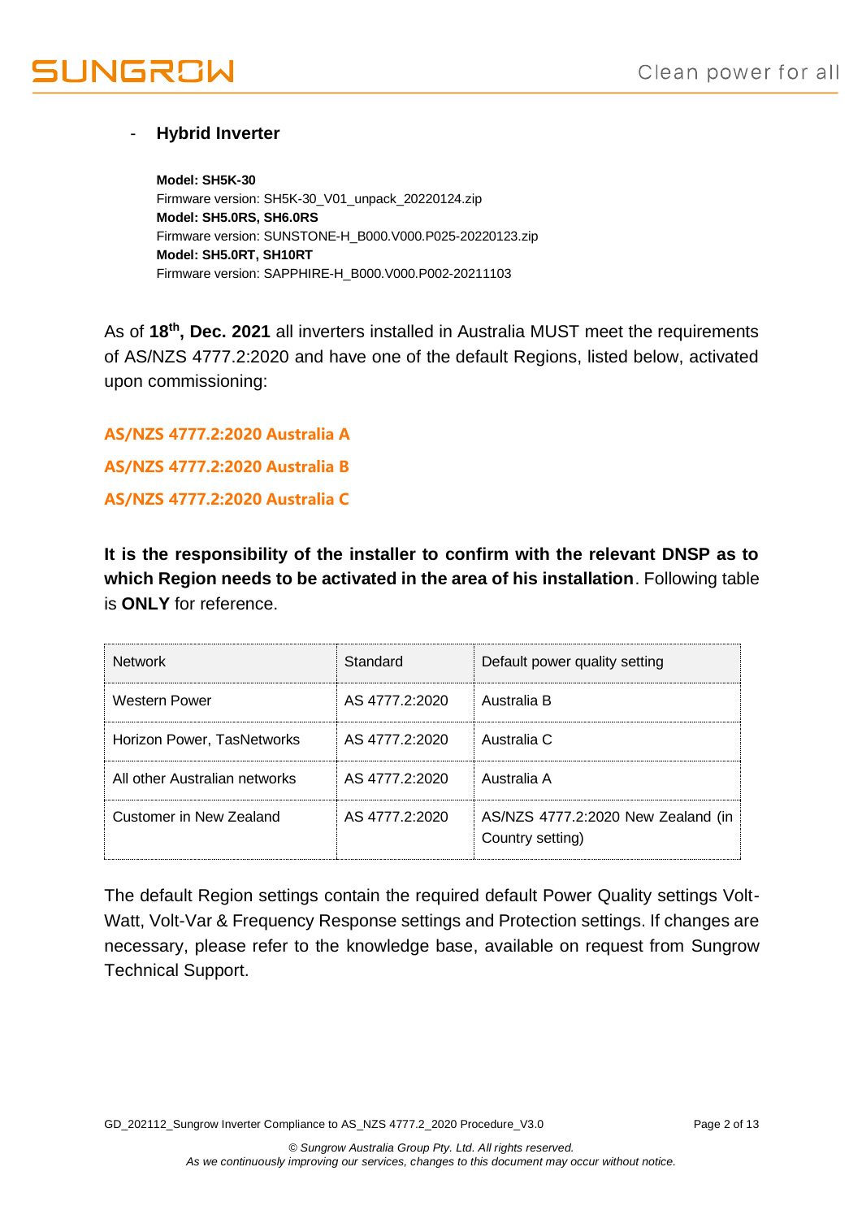- **Hybrid Inverter**

  **Model: SH5K-30**
  Firmware version: SH5K-30_V01_unpack_20220124.zip
  **Model: SH5.0RS, SH6.0RS**
  Firmware version: SUNSTONE-H_B000.V000.P025-20220123.zip
  **Model: SH5.0RT, SH10RT**
  Firmware version: SAPPHIRE-H_B000.V000.P002-20211103

As of **18th, Dec. 2021** all inverters installed in Australia MUST meet the requirements of AS/NZS 4777.2:2020 and have one of the default Regions, listed below, activated upon commissioning:

**AS/NZS 4777.2:2020 Australia A**

**AS/NZS 4777.2:2020 Australia B**

**AS/NZS 4777.2:2020 Australia C**

**It is the responsibility of the installer to confirm with the relevant DNSP as to which Region needs to be activated in the area of his installation**. Following table is **ONLY** for reference.

| Network | Standard | Default power quality setting |
|---|---|---|
| Western Power | AS 4777.2:2020 | Australia B |
| Horizon Power, TasNetworks | AS 4777.2:2020 | Australia C |
| All other Australian networks | AS 4777.2:2020 | Australia A |
| Customer in New Zealand | AS 4777.2:2020 | AS/NZS 4777.2:2020 New Zealand (in Country setting) |

The default Region settings contain the required default Power Quality settings Volt-Watt, Volt-Var & Frequency Response settings and Protection settings. If changes are necessary, please refer to the knowledge base, available on request from Sungrow Technical Support.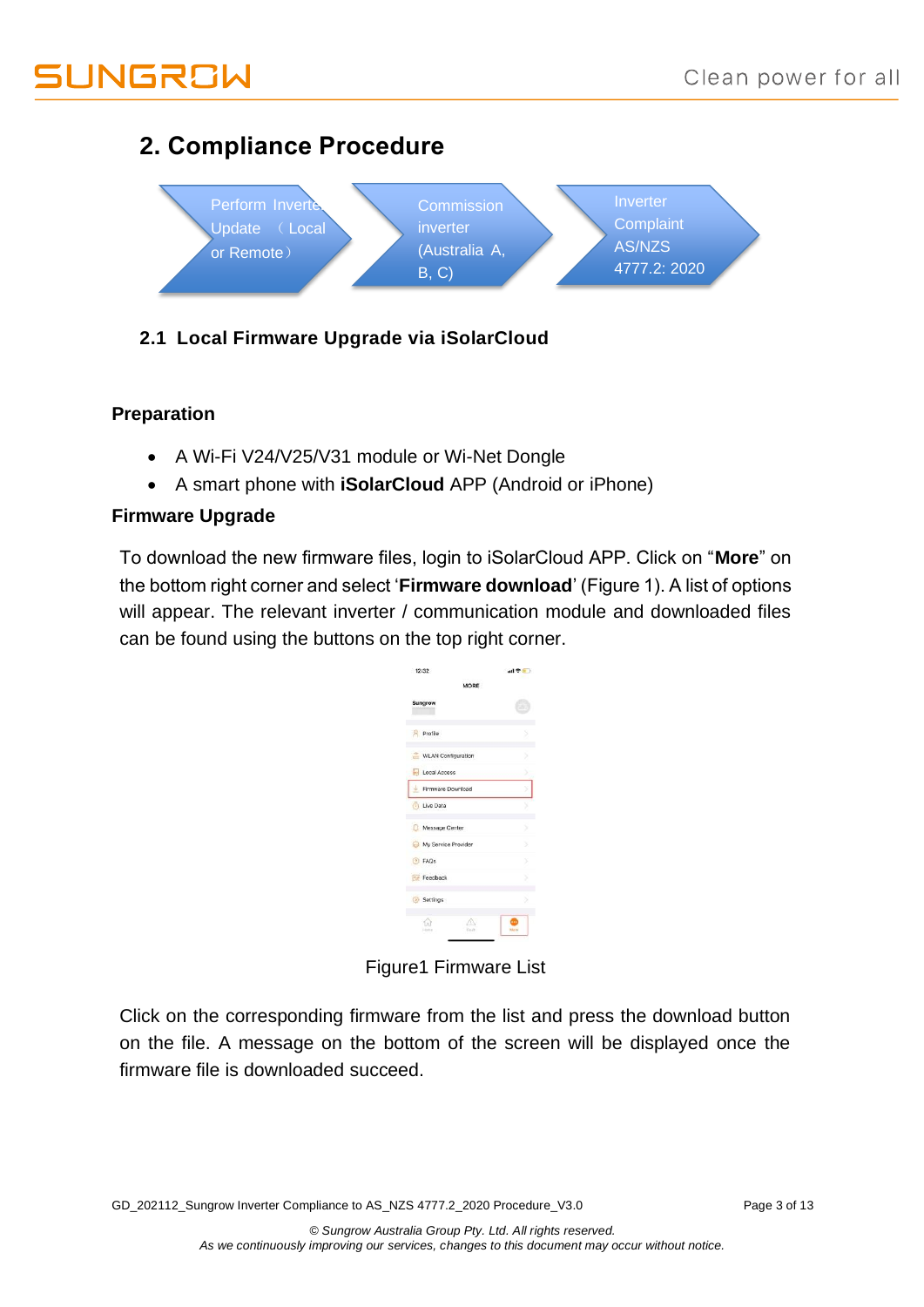## 2. Compliance Procedure

Perform Inverter Update （Local or Remote） → Commission inverter (Australia A, B, C) → Inverter Complaint AS/NZS 4777.2: 2020

### 2.1 Local Firmware Upgrade via iSolarCloud

**Preparation**

- A Wi-Fi V24/V25/V31 module or Wi-Net Dongle
- A smart phone with **iSolarCloud** APP (Android or iPhone)

**Firmware Upgrade**

To download the new firmware files, login to iSolarCloud APP. Click on "**More**" on the bottom right corner and select '**Firmware download**' (Figure 1). A list of options will appear. The relevant inverter / communication module and downloaded files can be found using the buttons on the top right corner.

Figure1 Firmware List

Click on the corresponding firmware from the list and press the download button on the file. A message on the bottom of the screen will be displayed once the firmware file is downloaded succeed.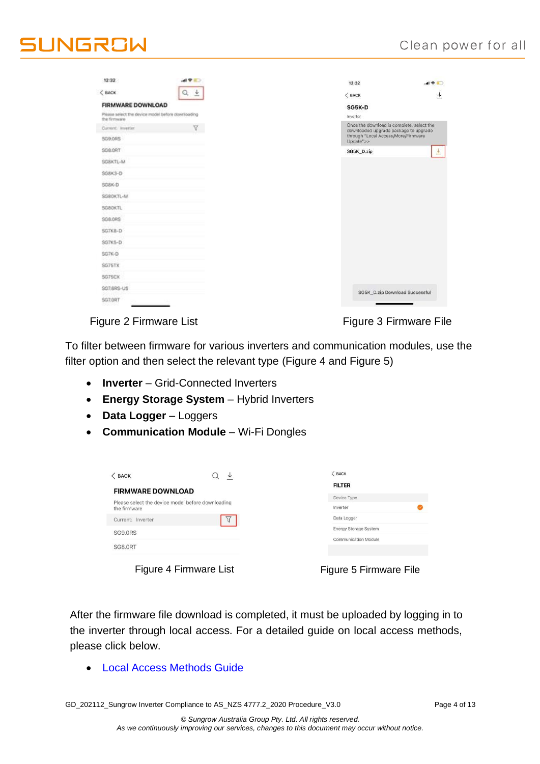Figure 2 Firmware List

Figure 3 Firmware File

To filter between firmware for various inverters and communication modules, use the filter option and then select the relevant type (Figure 4 and Figure 5)

- **Inverter** – Grid-Connected Inverters
- **Energy Storage System** – Hybrid Inverters
- **Data Logger** – Loggers
- **Communication Module** – Wi-Fi Dongles

Figure 4 Firmware List

Figure 5 Firmware File

After the firmware file download is completed, it must be uploaded by logging in to the inverter through local access. For a detailed guide on local access methods, please click below.

- Local Access Methods Guide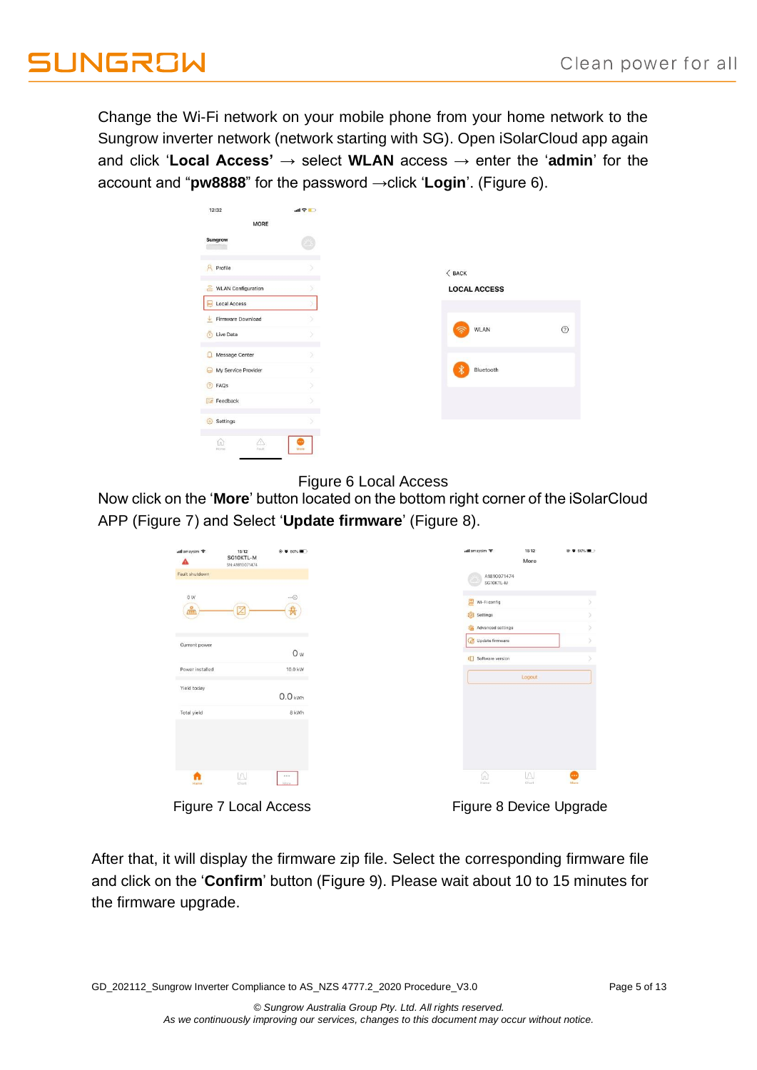Change the Wi-Fi network on your mobile phone from your home network to the Sungrow inverter network (network starting with SG). Open iSolarCloud app again and click '**Local Access**' → select **WLAN** access → enter the '**admin**' for the account and "**pw8888**" for the password →click '**Login**'. (Figure 6).

Figure 6 Local Access

Now click on the '**More**' button located on the bottom right corner of the iSolarCloud APP (Figure 7) and Select '**Update firmware**' (Figure 8).

Figure 7 Local Access

Figure 8 Device Upgrade

After that, it will display the firmware zip file. Select the corresponding firmware file and click on the '**Confirm**' button (Figure 9). Please wait about 10 to 15 minutes for the firmware upgrade.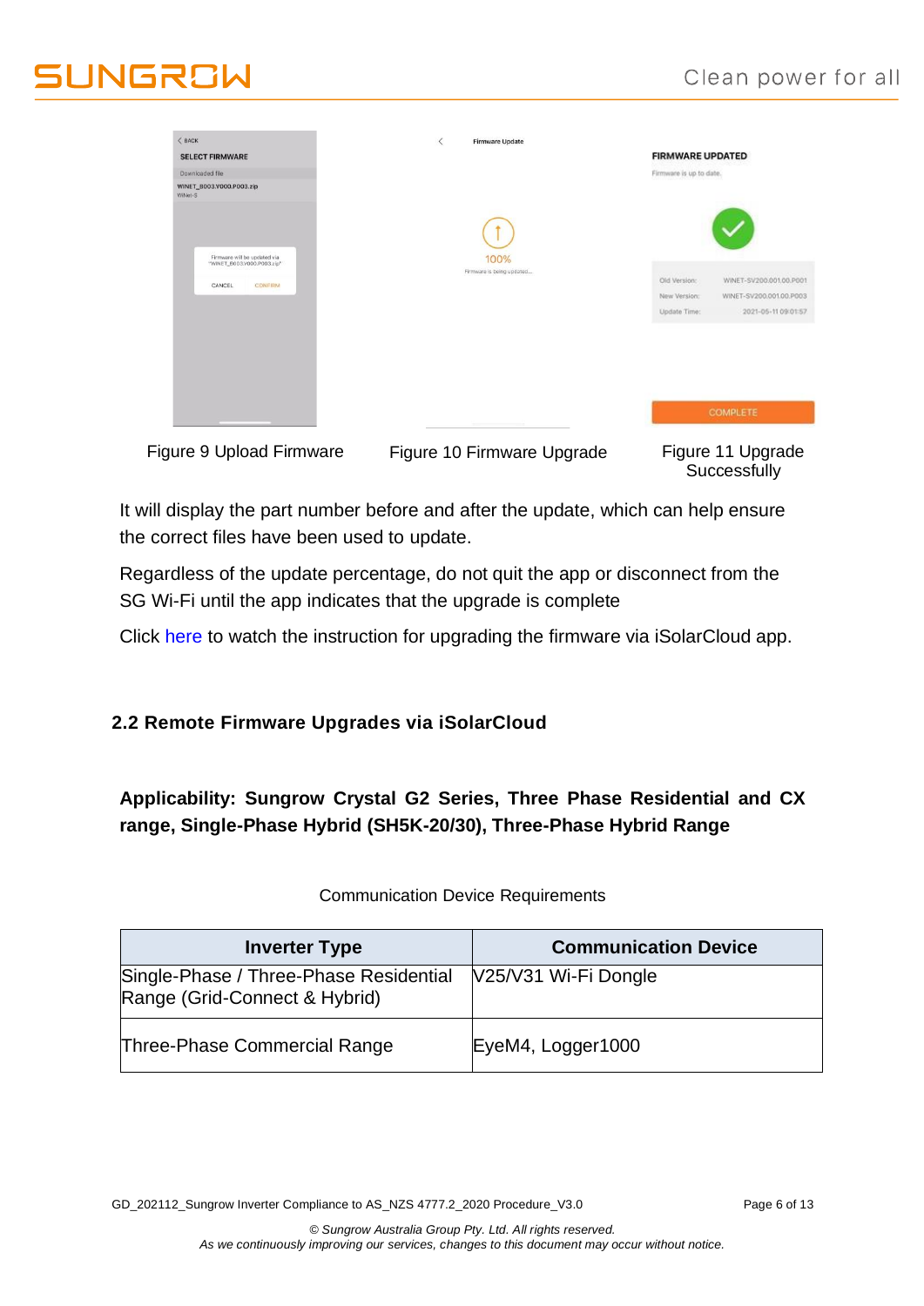Figure 9 Upload Firmware

Figure 10 Firmware Upgrade

Figure 11 Upgrade Successfully

It will display the part number before and after the update, which can help ensure the correct files have been used to update.

Regardless of the update percentage, do not quit the app or disconnect from the SG Wi-Fi until the app indicates that the upgrade is complete

Click here to watch the instruction for upgrading the firmware via iSolarCloud app.

## 2.2 Remote Firmware Upgrades via iSolarCloud

**Applicability: Sungrow Crystal G2 Series, Three Phase Residential and CX range, Single-Phase Hybrid (SH5K-20/30), Three-Phase Hybrid Range**

Communication Device Requirements

| Inverter Type | Communication Device |
|---|---|
| Single-Phase / Three-Phase Residential Range (Grid-Connect & Hybrid) | V25/V31 Wi-Fi Dongle |
| Three-Phase Commercial Range | EyeM4, Logger1000 |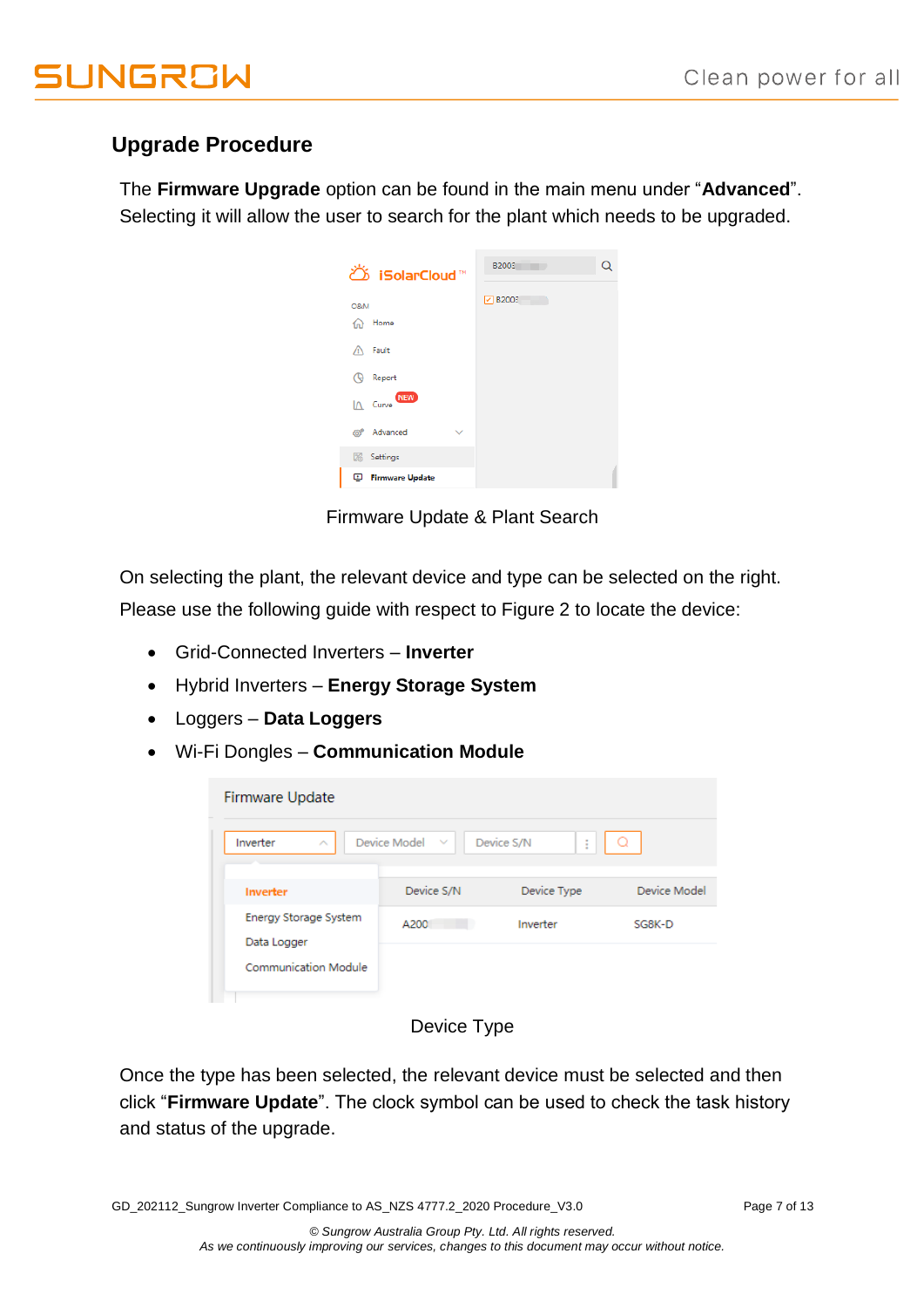## Upgrade Procedure

The **Firmware Upgrade** option can be found in the main menu under "**Advanced**". Selecting it will allow the user to search for the plant which needs to be upgraded.

Firmware Update & Plant Search

On selecting the plant, the relevant device and type can be selected on the right. Please use the following guide with respect to Figure 2 to locate the device:

- Grid-Connected Inverters – **Inverter**
- Hybrid Inverters – **Energy Storage System**
- Loggers – **Data Loggers**
- Wi-Fi Dongles – **Communication Module**

Device Type

Once the type has been selected, the relevant device must be selected and then click "**Firmware Update**". The clock symbol can be used to check the task history and status of the upgrade.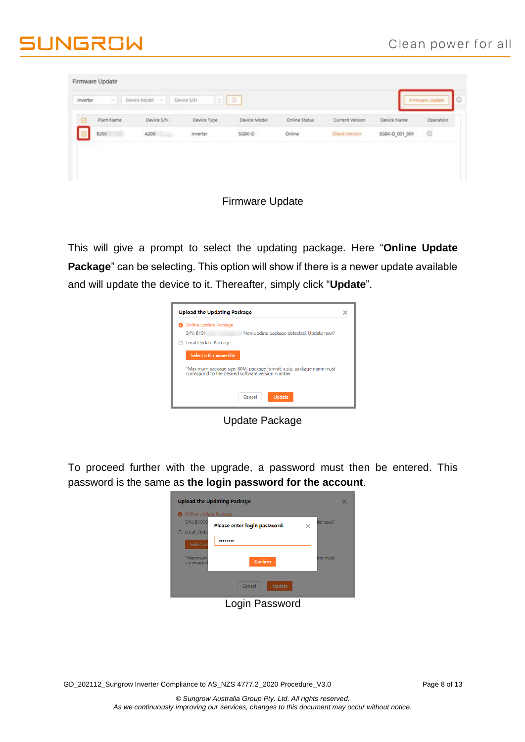Firmware Update

This will give a prompt to select the updating package. Here "**Online Update Package**" can be selecting. This option will show if there is a newer update available and will update the device to it. Thereafter, simply click "**Update**".

Update Package

To proceed further with the upgrade, a password must then be entered. This password is the same as **the login password for the account**.

Login Password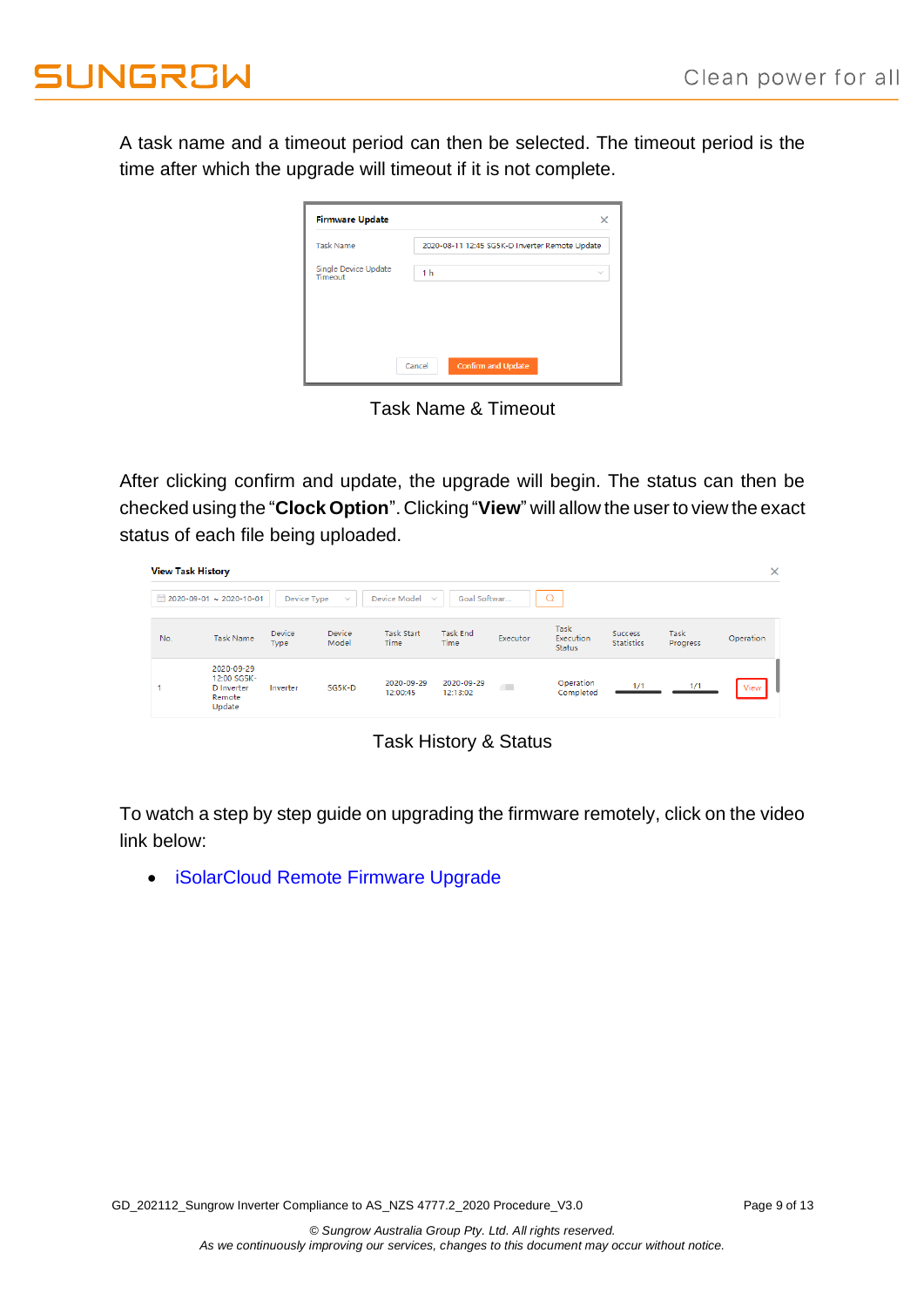A task name and a timeout period can then be selected. The timeout period is the time after which the upgrade will timeout if it is not complete.

Task Name & Timeout

After clicking confirm and update, the upgrade will begin. The status can then be checked using the "**Clock Option**". Clicking "**View**" will allow the user to view the exact status of each file being uploaded.

Task History & Status

To watch a step by step guide on upgrading the firmware remotely, click on the video link below:

- iSolarCloud Remote Firmware Upgrade

GD_202112_Sungrow Inverter Compliance to AS_NZS 4777.2_2020 Procedure_V3.0

*© Sungrow Australia Group Pty. Ltd. All rights reserved.*
*As we continuously improving our services, changes to this document may occur without notice.*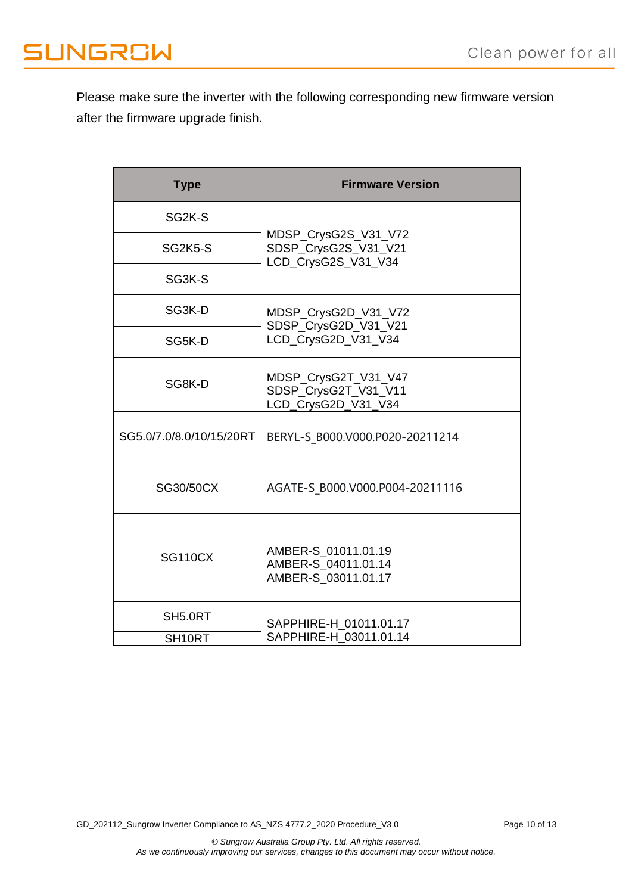Please make sure the inverter with the following corresponding new firmware version after the firmware upgrade finish.

| Type | Firmware Version |
| --- | --- |
| SG2K-S | MDSP_CrysG2S_V31_V72<br>SDSP_CrysG2S_V31_V21<br>LCD_CrysG2S_V31_V34 |
| SG2K5-S | |
| SG3K-S | |
| SG3K-D | MDSP_CrysG2D_V31_V72<br>SDSP_CrysG2D_V31_V21<br>LCD_CrysG2D_V31_V34 |
| SG5K-D | |
| SG8K-D | MDSP_CrysG2T_V31_V47<br>SDSP_CrysG2T_V31_V11<br>LCD_CrysG2D_V31_V34 |
| SG5.0/7.0/8.0/10/15/20RT | BERYL-S_B000.V000.P020-20211214 |
| SG30/50CX | AGATE-S_B000.V000.P004-20211116 |
| SG110CX | AMBER-S_01011.01.19<br>AMBER-S_04011.01.14<br>AMBER-S_03011.01.17 |
| SH5.0RT | SAPPHIRE-H_01011.01.17<br>SAPPHIRE-H_03011.01.14 |
| SH10RT | |

GD_202112_Sungrow Inverter Compliance to AS_NZS 4777.2_2020 Procedure_V3.0

*© Sungrow Australia Group Pty. Ltd. All rights reserved.*
*As we continuously improving our services, changes to this document may occur without notice.*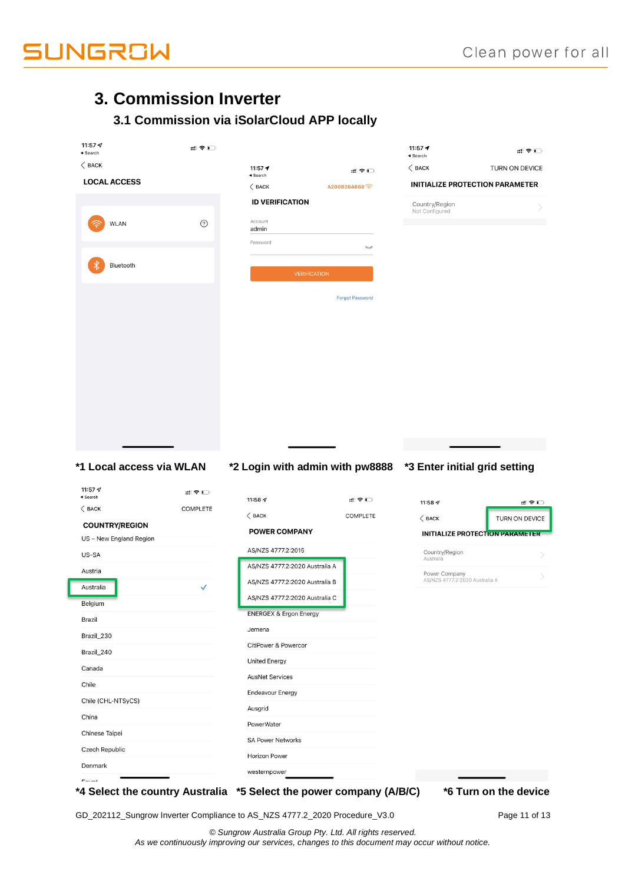# 3. Commission Inverter

## 3.1 Commission via iSolarCloud APP locally

11:57
Search
BACK
LOCAL ACCESS
WLAN
Bluetooth

11:57
Search
BACK
A2008284668
ID VERIFICATION
Account
admin
Password
VERIFICATION
Forgot Password

11:57
Search
BACK
TURN ON DEVICE
INITIALIZE PROTECTION PARAMETER
Country/Region
Not Configured

**\*1 Local access via WLAN** **\*2 Login with admin with pw8888** **\*3 Enter initial grid setting**

11:57
Search
BACK
COMPLETE
COUNTRY/REGION
US – New England Region
US-SA
Austria
Australia
Belgium
Brazil
Brazil_230
Brazil_240
Canada
Chile
Chile (CHL-NTSyCS)
China
Chinese Taipei
Czech Republic
Denmark

11:58
BACK
COMPLETE
POWER COMPANY
AS/NZS 4777.2:2015
AS/NZS 4777.2:2020 Australia A
AS/NZS 4777.2:2020 Australia B
AS/NZS 4777.2:2020 Australia C
ENERGEX & Ergon Energy
Jemena
CitiPower & Powercor
United Energy
AusNet Services
Endeavour Energy
Ausgrid
PowerWater
SA Power Networks
Horizon Power
westernpower

11:58
BACK
TURN ON DEVICE
INITIALIZE PROTECTION PARAMETER
Country/Region
Australia
Power Company
AS/NZS 4777.2:2020 Australia A

**\*4 Select the country Australia** **\*5 Select the power company (A/B/C)** **\*6 Turn on the device**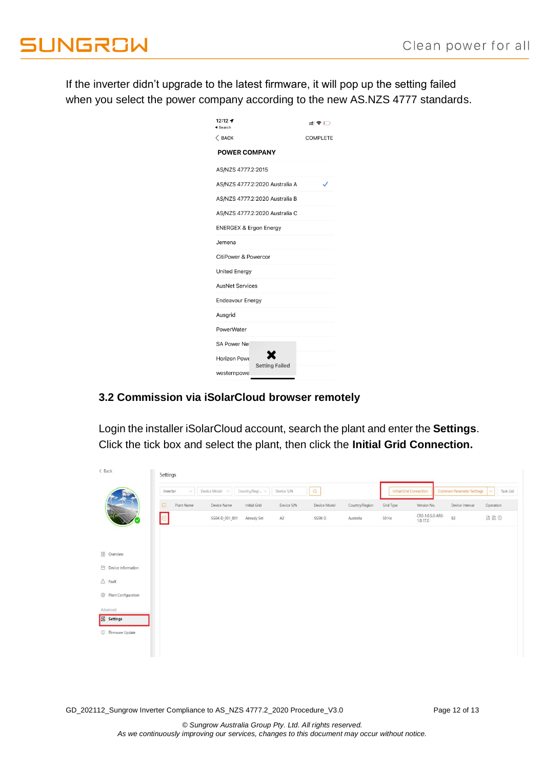If the inverter didn't upgrade to the latest firmware, it will pop up the setting failed when you select the power company according to the new AS.NZS 4777 standards.

## 3.2 Commission via iSolarCloud browser remotely

Login the installer iSolarCloud account, search the plant and enter the **Settings**. Click the tick box and select the plant, then click the **Initial Grid Connection.**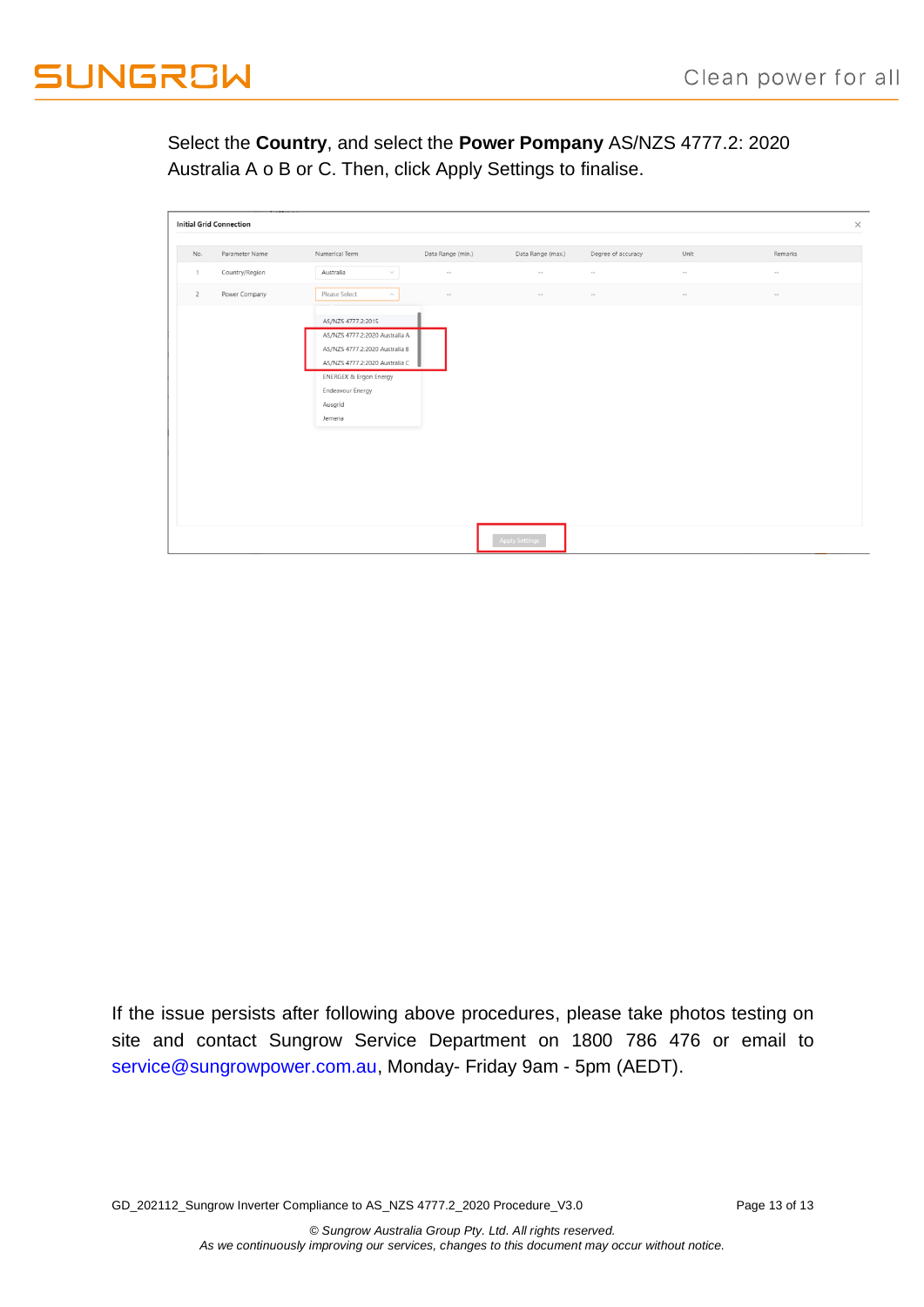Select the **Country**, and select the **Power Pompany** AS/NZS 4777.2: 2020 Australia A o B or C. Then, click Apply Settings to finalise.

Initial Grid Connection

| No. | Parameter Name | Numerical Term | Data Range (min.) | Data Range (max.) | Degree of accuracy | Unit | Remarks |
|---|---|---|---|---|---|---|---|
| 1 | Country/Region | Australia | -- | -- | -- | -- | -- |
| 2 | Power Company | Please Select | -- | -- | -- | -- | -- |

AS/NZS 4777.2:2015
AS/NZS 4777.2:2020 Australia A
AS/NZS 4777.2:2020 Australia B
AS/NZS 4777.2:2020 Australia C
ENERGEX & Ergon Energy
Endeavour Energy
Ausgrid
Jemena

Apply Settings

If the issue persists after following above procedures, please take photos testing on site and contact Sungrow Service Department on 1800 786 476 or email to service@sungrowpower.com.au, Monday- Friday 9am - 5pm (AEDT).